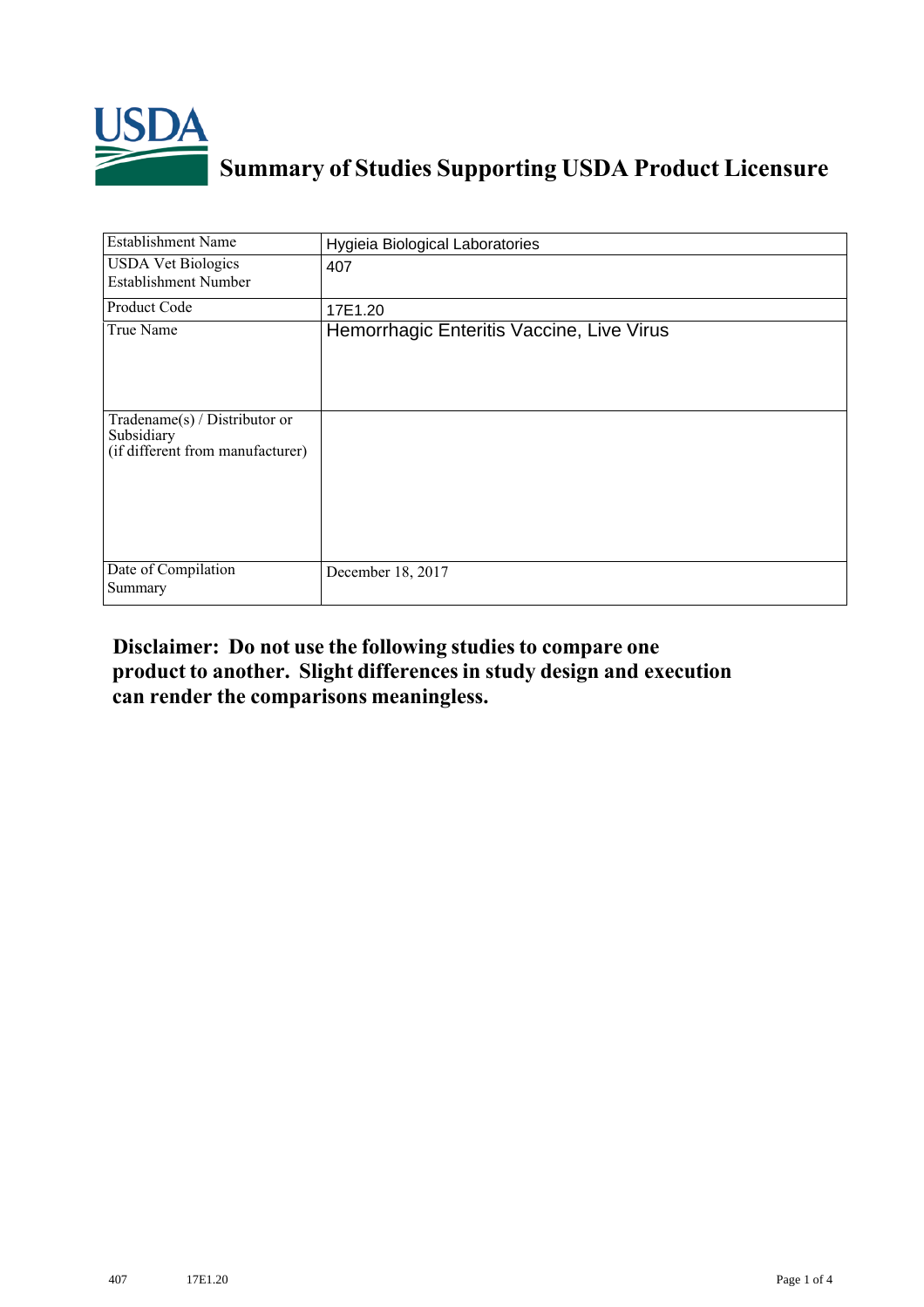# Summary of Studies Supporting USDA Product Licensure

| Establishment Name | Hygieia Biological Laboratories |
| --- | --- |
| USDA Vet Biologics Establishment Number | 407 |
| Product Code | 17E1.20 |
| True Name | Hemorrhagic Enteritis Vaccine, Live Virus |
| Tradename(s) / Distributor or Subsidiary (if different from manufacturer) | |
| Date of Compilation Summary | December 18, 2017 |

**Disclaimer: Do not use the following studies to compare one product to another. Slight differences in study design and execution can render the comparisons meaningless.**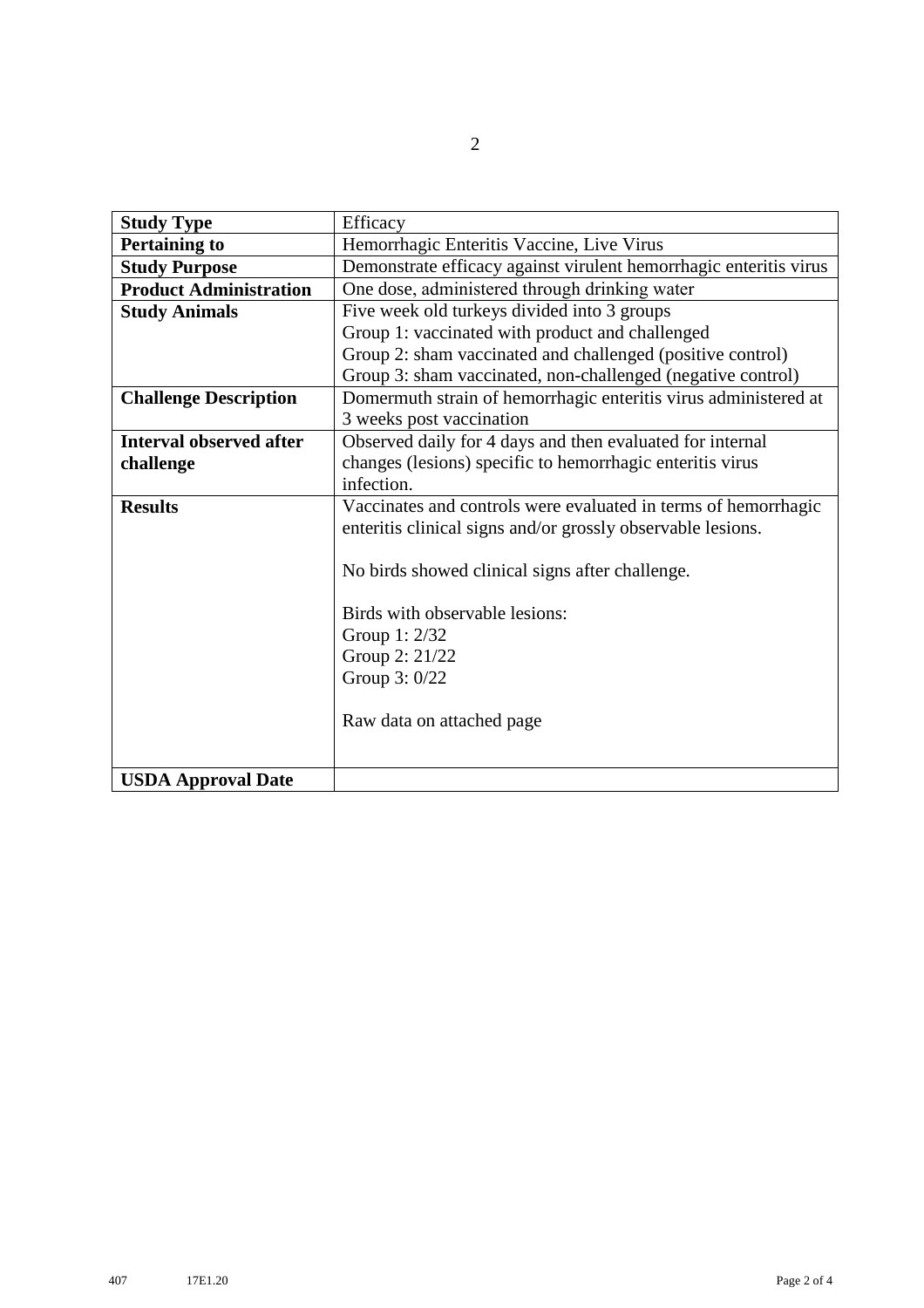| **Study Type** | Efficacy |
|---|---|
| **Pertaining to** | Hemorrhagic Enteritis Vaccine, Live Virus |
| **Study Purpose** | Demonstrate efficacy against virulent hemorrhagic enteritis virus |
| **Product Administration** | One dose, administered through drinking water |
| **Study Animals** | Five week old turkeys divided into 3 groups<br>Group 1: vaccinated with product and challenged<br>Group 2: sham vaccinated and challenged (positive control)<br>Group 3: sham vaccinated, non-challenged (negative control) |
| **Challenge Description** | Domermuth strain of hemorrhagic enteritis virus administered at 3 weeks post vaccination |
| **Interval observed after challenge** | Observed daily for 4 days and then evaluated for internal changes (lesions) specific to hemorrhagic enteritis virus infection. |
| **Results** | Vaccinates and controls were evaluated in terms of hemorrhagic enteritis clinical signs and/or grossly observable lesions.<br><br>No birds showed clinical signs after challenge.<br><br>Birds with observable lesions:<br>Group 1: 2/32<br>Group 2: 21/22<br>Group 3: 0/22<br><br>Raw data on attached page |
| **USDA Approval Date** | |

407 17E1.20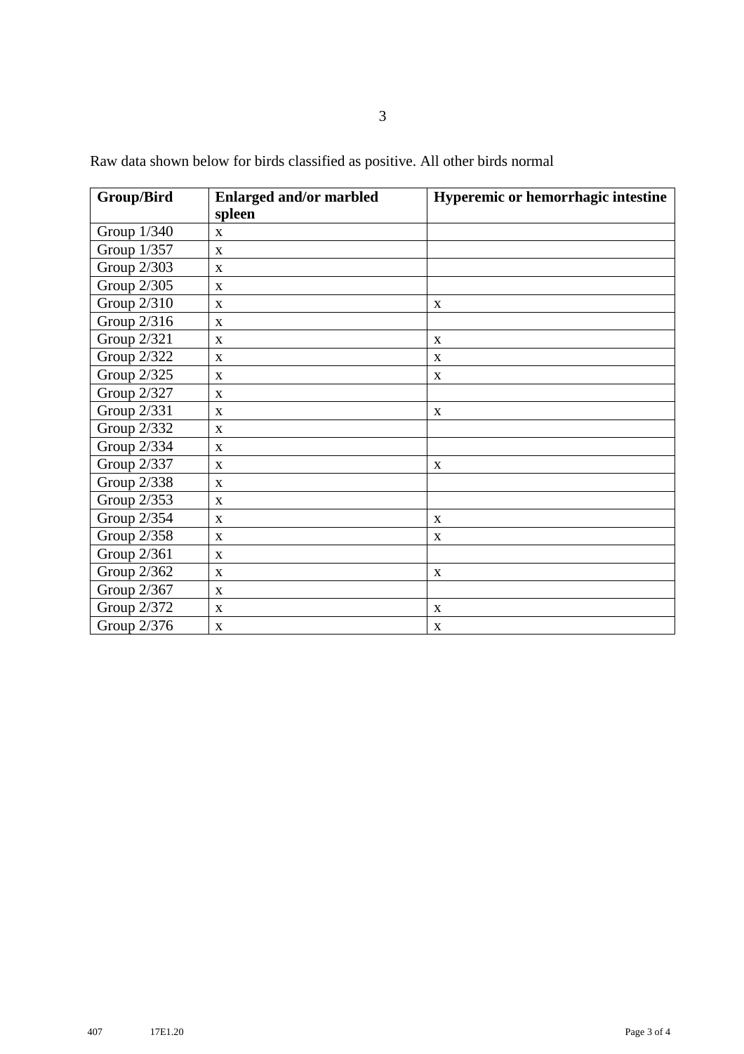Raw data shown below for birds classified as positive. All other birds normal

| Group/Bird | Enlarged and/or marbled spleen | Hyperemic or hemorrhagic intestine |
|---|---|---|
| Group 1/340 | x | |
| Group 1/357 | x | |
| Group 2/303 | x | |
| Group 2/305 | x | |
| Group 2/310 | x | x |
| Group 2/316 | x | |
| Group 2/321 | x | x |
| Group 2/322 | x | x |
| Group 2/325 | x | x |
| Group 2/327 | x | |
| Group 2/331 | x | x |
| Group 2/332 | x | |
| Group 2/334 | x | |
| Group 2/337 | x | x |
| Group 2/338 | x | |
| Group 2/353 | x | |
| Group 2/354 | x | x |
| Group 2/358 | x | x |
| Group 2/361 | x | |
| Group 2/362 | x | x |
| Group 2/367 | x | |
| Group 2/372 | x | x |
| Group 2/376 | x | x |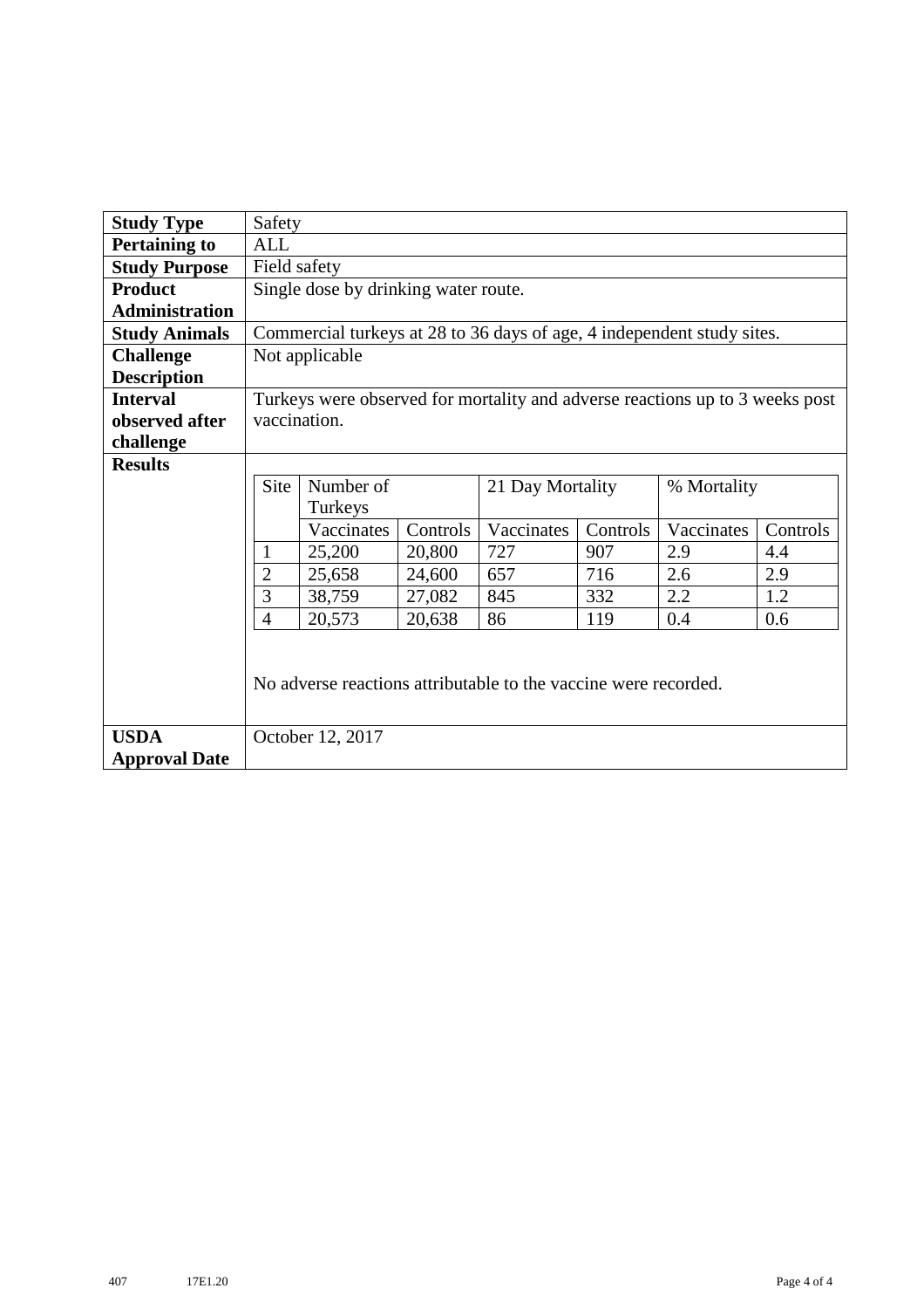| | |
|---|---|
| **Study Type** | Safety |
| **Pertaining to** | ALL |
| **Study Purpose** | Field safety |
| **Product Administration** | Single dose by drinking water route. |
| **Study Animals** | Commercial turkeys at 28 to 36 days of age, 4 independent study sites. |
| **Challenge Description** | Not applicable |
| **Interval observed after challenge** | Turkeys were observed for mortality and adverse reactions up to 3 weeks post vaccination. |
| **Results** | |

| Site | Number of Turkeys | | 21 Day Mortality | | % Mortality | |
|---|---|---|---|---|---|---|
| | Vaccinates | Controls | Vaccinates | Controls | Vaccinates | Controls |
| 1 | 25,200 | 20,800 | 727 | 907 | 2.9 | 4.4 |
| 2 | 25,658 | 24,600 | 657 | 716 | 2.6 | 2.9 |
| 3 | 38,759 | 27,082 | 845 | 332 | 2.2 | 1.2 |
| 4 | 20,573 | 20,638 | 86 | 119 | 0.4 | 0.6 |

No adverse reactions attributable to the vaccine were recorded.

| | |
|---|---|
| **USDA Approval Date** | October 12, 2017 |

407 17E1.20